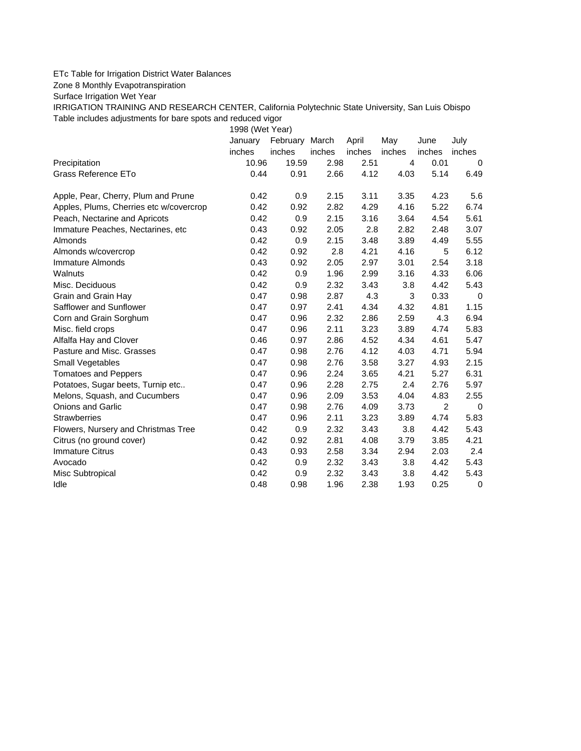ETc Table for Irrigation District Water Balances

Zone 8 Monthly Evapotranspiration

Surface Irrigation Wet Year

IRRIGATION TRAINING AND RESEARCH CENTER, California Polytechnic State University, San Luis Obispo

Table includes adjustments for bare spots and reduced vigor

| | 1998 (Wet Year) | | | | | | |
|---|---|---|---|---|---|---|---|
| | January | February | March | April | May | June | July |
| | inches | inches | inches | inches | inches | inches | inches |
| Precipitation | 10.96 | 19.59 | 2.98 | 2.51 | 4 | 0.01 | 0 |
| Grass Reference ETo | 0.44 | 0.91 | 2.66 | 4.12 | 4.03 | 5.14 | 6.49 |
| | | | | | | | |
| Apple, Pear, Cherry, Plum and Prune | 0.42 | 0.9 | 2.15 | 3.11 | 3.35 | 4.23 | 5.6 |
| Apples, Plums, Cherries etc w/covercrop | 0.42 | 0.92 | 2.82 | 4.29 | 4.16 | 5.22 | 6.74 |
| Peach, Nectarine and Apricots | 0.42 | 0.9 | 2.15 | 3.16 | 3.64 | 4.54 | 5.61 |
| Immature Peaches, Nectarines, etc | 0.43 | 0.92 | 2.05 | 2.8 | 2.82 | 2.48 | 3.07 |
| Almonds | 0.42 | 0.9 | 2.15 | 3.48 | 3.89 | 4.49 | 5.55 |
| Almonds w/covercrop | 0.42 | 0.92 | 2.8 | 4.21 | 4.16 | 5 | 6.12 |
| Immature Almonds | 0.43 | 0.92 | 2.05 | 2.97 | 3.01 | 2.54 | 3.18 |
| Walnuts | 0.42 | 0.9 | 1.96 | 2.99 | 3.16 | 4.33 | 6.06 |
| Misc. Deciduous | 0.42 | 0.9 | 2.32 | 3.43 | 3.8 | 4.42 | 5.43 |
| Grain and Grain Hay | 0.47 | 0.98 | 2.87 | 4.3 | 3 | 0.33 | 0 |
| Safflower and Sunflower | 0.47 | 0.97 | 2.41 | 4.34 | 4.32 | 4.81 | 1.15 |
| Corn and Grain Sorghum | 0.47 | 0.96 | 2.32 | 2.86 | 2.59 | 4.3 | 6.94 |
| Misc. field crops | 0.47 | 0.96 | 2.11 | 3.23 | 3.89 | 4.74 | 5.83 |
| Alfalfa Hay and Clover | 0.46 | 0.97 | 2.86 | 4.52 | 4.34 | 4.61 | 5.47 |
| Pasture and Misc. Grasses | 0.47 | 0.98 | 2.76 | 4.12 | 4.03 | 4.71 | 5.94 |
| Small Vegetables | 0.47 | 0.98 | 2.76 | 3.58 | 3.27 | 4.93 | 2.15 |
| Tomatoes and Peppers | 0.47 | 0.96 | 2.24 | 3.65 | 4.21 | 5.27 | 6.31 |
| Potatoes, Sugar beets, Turnip etc.. | 0.47 | 0.96 | 2.28 | 2.75 | 2.4 | 2.76 | 5.97 |
| Melons, Squash, and Cucumbers | 0.47 | 0.96 | 2.09 | 3.53 | 4.04 | 4.83 | 2.55 |
| Onions and Garlic | 0.47 | 0.98 | 2.76 | 4.09 | 3.73 | 2 | 0 |
| Strawberries | 0.47 | 0.96 | 2.11 | 3.23 | 3.89 | 4.74 | 5.83 |
| Flowers, Nursery and Christmas Tree | 0.42 | 0.9 | 2.32 | 3.43 | 3.8 | 4.42 | 5.43 |
| Citrus (no ground cover) | 0.42 | 0.92 | 2.81 | 4.08 | 3.79 | 3.85 | 4.21 |
| Immature Citrus | 0.43 | 0.93 | 2.58 | 3.34 | 2.94 | 2.03 | 2.4 |
| Avocado | 0.42 | 0.9 | 2.32 | 3.43 | 3.8 | 4.42 | 5.43 |
| Misc Subtropical | 0.42 | 0.9 | 2.32 | 3.43 | 3.8 | 4.42 | 5.43 |
| Idle | 0.48 | 0.98 | 1.96 | 2.38 | 1.93 | 0.25 | 0 |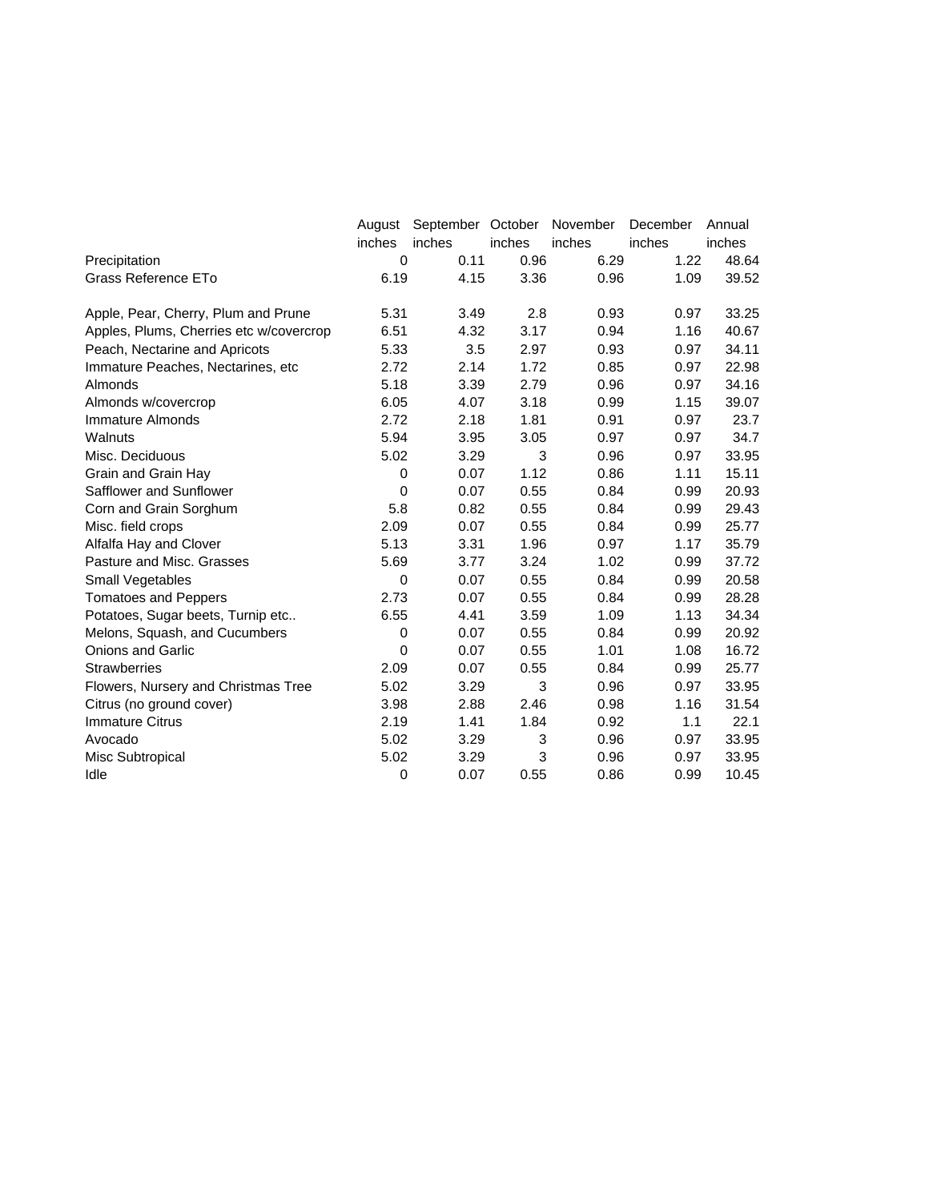| | August inches | September inches | October inches | November inches | December inches | Annual inches |
|---|---|---|---|---|---|---|
| Precipitation | 0 | 0.11 | 0.96 | 6.29 | 1.22 | 48.64 |
| Grass Reference ETo | 6.19 | 4.15 | 3.36 | 0.96 | 1.09 | 39.52 |
| | | | | | | |
| Apple, Pear, Cherry, Plum and Prune | 5.31 | 3.49 | 2.8 | 0.93 | 0.97 | 33.25 |
| Apples, Plums, Cherries etc w/covercrop | 6.51 | 4.32 | 3.17 | 0.94 | 1.16 | 40.67 |
| Peach, Nectarine and Apricots | 5.33 | 3.5 | 2.97 | 0.93 | 0.97 | 34.11 |
| Immature Peaches, Nectarines, etc | 2.72 | 2.14 | 1.72 | 0.85 | 0.97 | 22.98 |
| Almonds | 5.18 | 3.39 | 2.79 | 0.96 | 0.97 | 34.16 |
| Almonds w/covercrop | 6.05 | 4.07 | 3.18 | 0.99 | 1.15 | 39.07 |
| Immature Almonds | 2.72 | 2.18 | 1.81 | 0.91 | 0.97 | 23.7 |
| Walnuts | 5.94 | 3.95 | 3.05 | 0.97 | 0.97 | 34.7 |
| Misc. Deciduous | 5.02 | 3.29 | 3 | 0.96 | 0.97 | 33.95 |
| Grain and Grain Hay | 0 | 0.07 | 1.12 | 0.86 | 1.11 | 15.11 |
| Safflower and Sunflower | 0 | 0.07 | 0.55 | 0.84 | 0.99 | 20.93 |
| Corn and Grain Sorghum | 5.8 | 0.82 | 0.55 | 0.84 | 0.99 | 29.43 |
| Misc. field crops | 2.09 | 0.07 | 0.55 | 0.84 | 0.99 | 25.77 |
| Alfalfa Hay and Clover | 5.13 | 3.31 | 1.96 | 0.97 | 1.17 | 35.79 |
| Pasture and Misc. Grasses | 5.69 | 3.77 | 3.24 | 1.02 | 0.99 | 37.72 |
| Small Vegetables | 0 | 0.07 | 0.55 | 0.84 | 0.99 | 20.58 |
| Tomatoes and Peppers | 2.73 | 0.07 | 0.55 | 0.84 | 0.99 | 28.28 |
| Potatoes, Sugar beets, Turnip etc.. | 6.55 | 4.41 | 3.59 | 1.09 | 1.13 | 34.34 |
| Melons, Squash, and Cucumbers | 0 | 0.07 | 0.55 | 0.84 | 0.99 | 20.92 |
| Onions and Garlic | 0 | 0.07 | 0.55 | 1.01 | 1.08 | 16.72 |
| Strawberries | 2.09 | 0.07 | 0.55 | 0.84 | 0.99 | 25.77 |
| Flowers, Nursery and Christmas Tree | 5.02 | 3.29 | 3 | 0.96 | 0.97 | 33.95 |
| Citrus (no ground cover) | 3.98 | 2.88 | 2.46 | 0.98 | 1.16 | 31.54 |
| Immature Citrus | 2.19 | 1.41 | 1.84 | 0.92 | 1.1 | 22.1 |
| Avocado | 5.02 | 3.29 | 3 | 0.96 | 0.97 | 33.95 |
| Misc Subtropical | 5.02 | 3.29 | 3 | 0.96 | 0.97 | 33.95 |
| Idle | 0 | 0.07 | 0.55 | 0.86 | 0.99 | 10.45 |